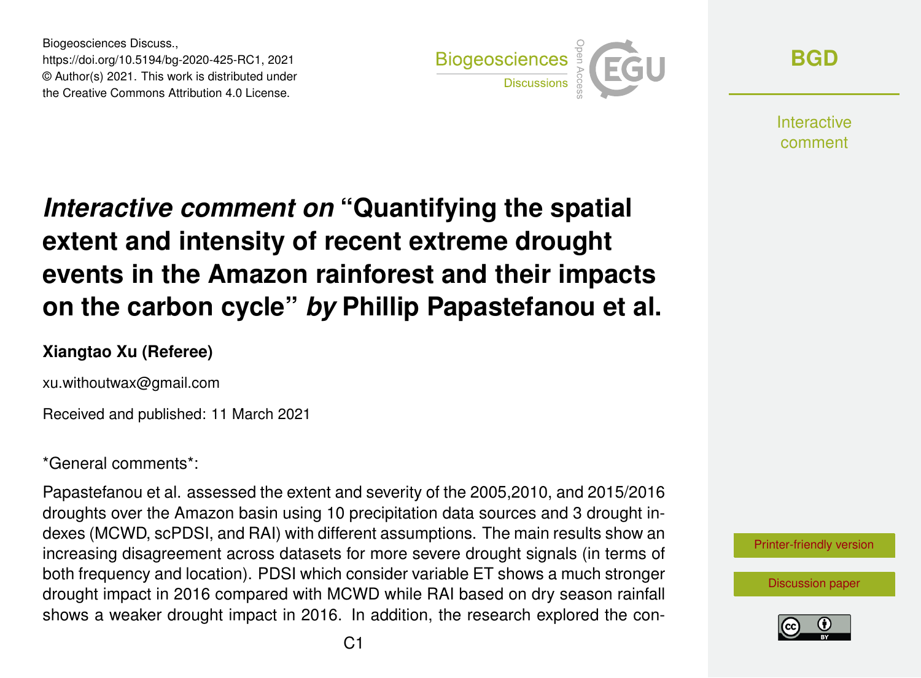Biogeosciences Discuss.,
https://doi.org/10.5194/bg-2020-425-RC1, 2021
© Author(s) 2021. This work is distributed under
the Creative Commons Attribution 4.0 License.

# *Interactive comment on* "Quantifying the spatial extent and intensity of recent extreme drought events in the Amazon rainforest and their impacts on the carbon cycle" *by* Phillip Papastefanou et al.

**Xiangtao Xu (Referee)**

xu.withoutwax@gmail.com

Received and published: 11 March 2021

*General comments*:

Papastefanou et al. assessed the extent and severity of the 2005,2010, and 2015/2016 droughts over the Amazon basin using 10 precipitation data sources and 3 drought indexes (MCWD, scPDSI, and RAI) with different assumptions. The main results show an increasing disagreement across datasets for more severe drought signals (in terms of both frequency and location). PDSI which consider variable ET shows a much stronger drought impact in 2016 compared with MCWD while RAI based on dry season rainfall shows a weaker drought impact in 2016. In addition, the research explored the con-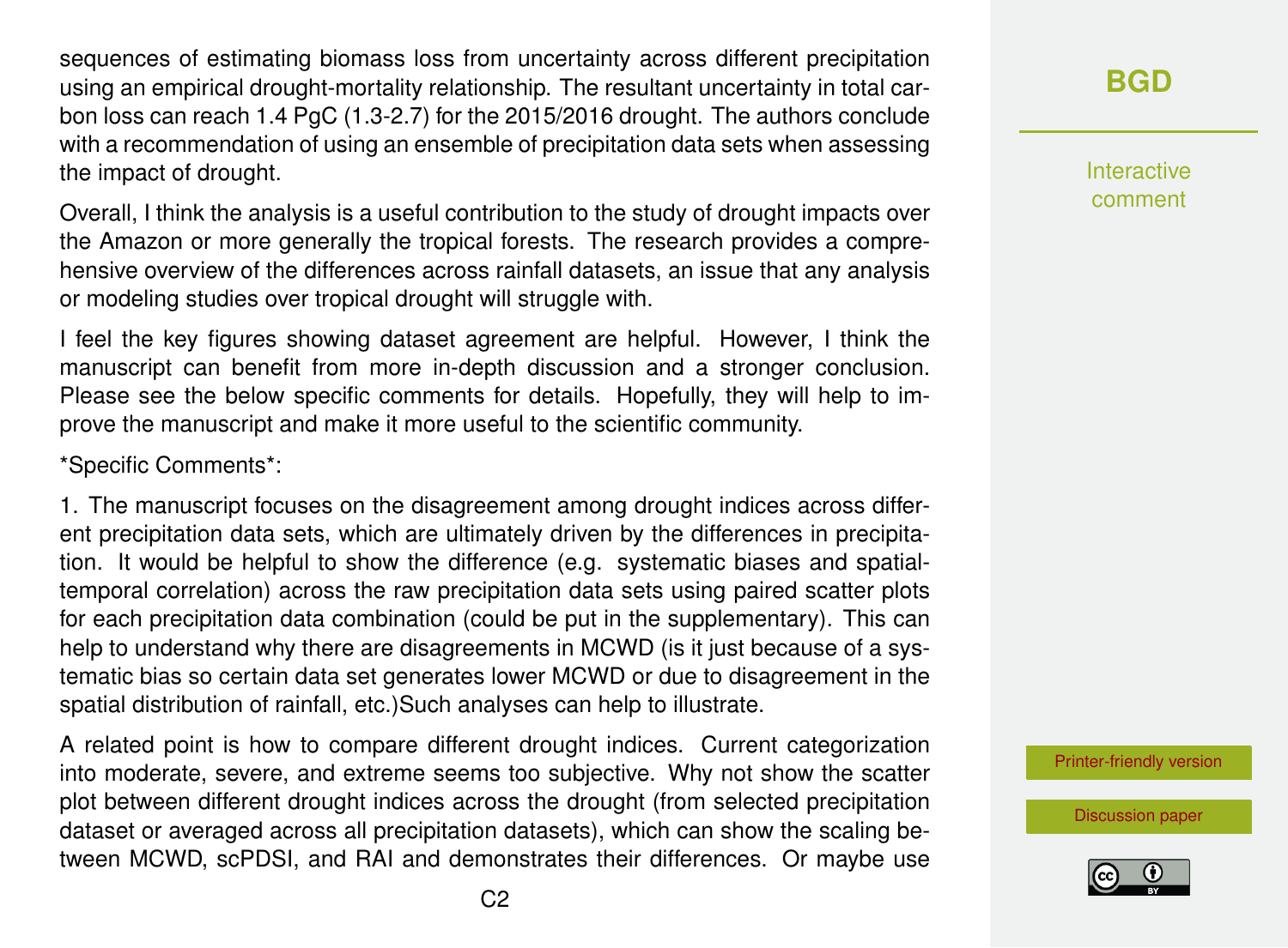sequences of estimating biomass loss from uncertainty across different precipitation using an empirical drought-mortality relationship. The resultant uncertainty in total carbon loss can reach 1.4 PgC (1.3-2.7) for the 2015/2016 drought. The authors conclude with a recommendation of using an ensemble of precipitation data sets when assessing the impact of drought.

Overall, I think the analysis is a useful contribution to the study of drought impacts over the Amazon or more generally the tropical forests. The research provides a comprehensive overview of the differences across rainfall datasets, an issue that any analysis or modeling studies over tropical drought will struggle with.

I feel the key figures showing dataset agreement are helpful. However, I think the manuscript can benefit from more in-depth discussion and a stronger conclusion. Please see the below specific comments for details. Hopefully, they will help to improve the manuscript and make it more useful to the scientific community.

*Specific Comments*:

1. The manuscript focuses on the disagreement among drought indices across different precipitation data sets, which are ultimately driven by the differences in precipitation. It would be helpful to show the difference (e.g. systematic biases and spatial-temporal correlation) across the raw precipitation data sets using paired scatter plots for each precipitation data combination (could be put in the supplementary). This can help to understand why there are disagreements in MCWD (is it just because of a systematic bias so certain data set generates lower MCWD or due to disagreement in the spatial distribution of rainfall, etc.)Such analyses can help to illustrate.

A related point is how to compare different drought indices. Current categorization into moderate, severe, and extreme seems too subjective. Why not show the scatter plot between different drought indices across the drought (from selected precipitation dataset or averaged across all precipitation datasets), which can show the scaling between MCWD, scPDSI, and RAI and demonstrates their differences. Or maybe use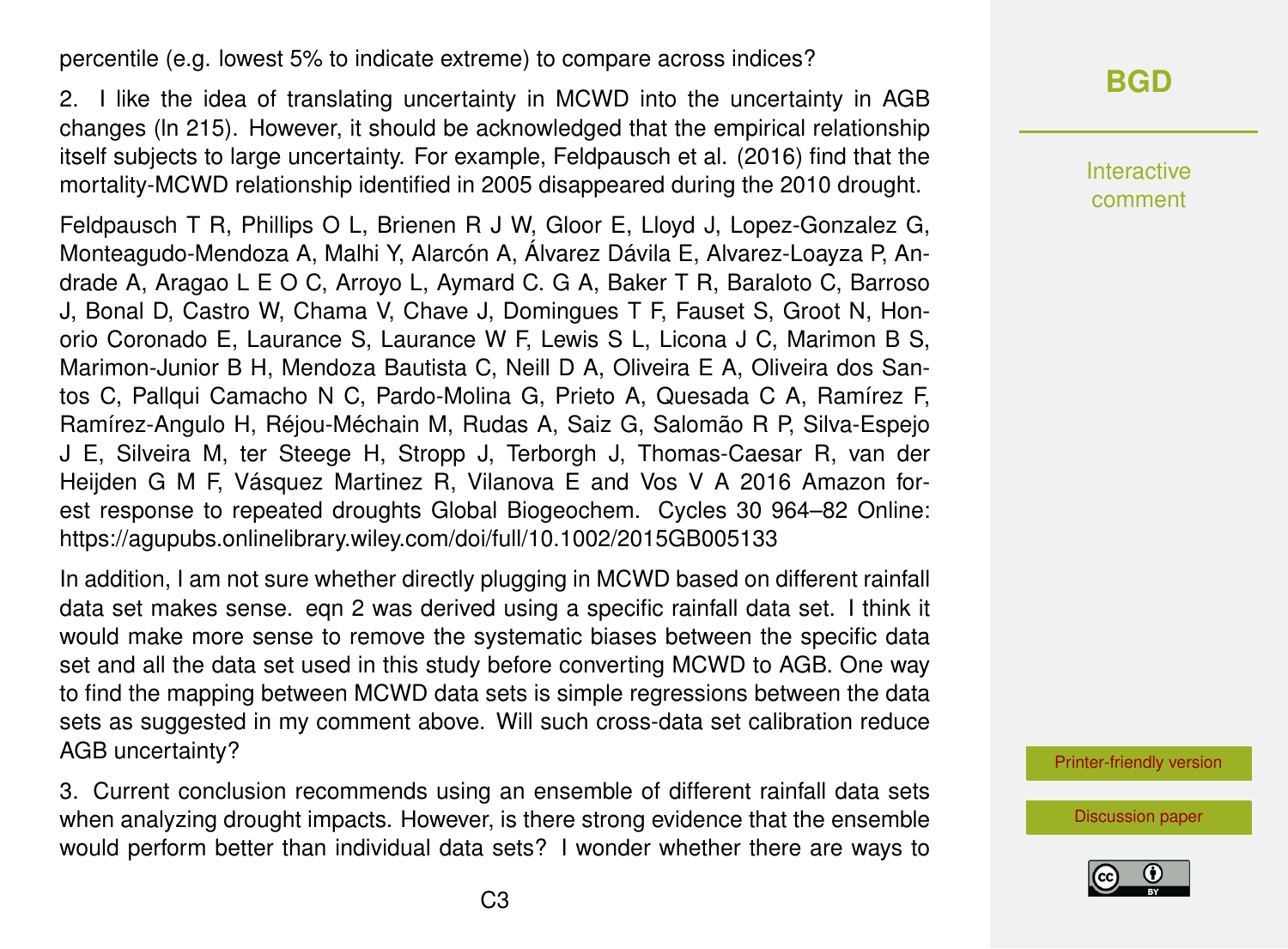percentile (e.g. lowest 5% to indicate extreme) to compare across indices?

2. I like the idea of translating uncertainty in MCWD into the uncertainty in AGB changes (ln 215). However, it should be acknowledged that the empirical relationship itself subjects to large uncertainty. For example, Feldpausch et al. (2016) find that the mortality-MCWD relationship identified in 2005 disappeared during the 2010 drought.

Feldpausch T R, Phillips O L, Brienen R J W, Gloor E, Lloyd J, Lopez-Gonzalez G, Monteagudo-Mendoza A, Malhi Y, Alarcón A, Álvarez Dávila E, Alvarez-Loayza P, Andrade A, Aragao L E O C, Arroyo L, Aymard C. G A, Baker T R, Baraloto C, Barroso J, Bonal D, Castro W, Chama V, Chave J, Domingues T F, Fauset S, Groot N, Honorio Coronado E, Laurance S, Laurance W F, Lewis S L, Licona J C, Marimon B S, Marimon-Junior B H, Mendoza Bautista C, Neill D A, Oliveira E A, Oliveira dos Santos C, Pallqui Camacho N C, Pardo-Molina G, Prieto A, Quesada C A, Ramírez F, Ramírez-Angulo H, Réjou-Méchain M, Rudas A, Saiz G, Salomão R P, Silva-Espejo J E, Silveira M, ter Steege H, Stropp J, Terborgh J, Thomas-Caesar R, van der Heijden G M F, Vásquez Martinez R, Vilanova E and Vos V A 2016 Amazon forest response to repeated droughts Global Biogeochem. Cycles 30 964–82 Online: https://agupubs.onlinelibrary.wiley.com/doi/full/10.1002/2015GB005133

In addition, I am not sure whether directly plugging in MCWD based on different rainfall data set makes sense. eqn 2 was derived using a specific rainfall data set. I think it would make more sense to remove the systematic biases between the specific data set and all the data set used in this study before converting MCWD to AGB. One way to find the mapping between MCWD data sets is simple regressions between the data sets as suggested in my comment above. Will such cross-data set calibration reduce AGB uncertainty?

3. Current conclusion recommends using an ensemble of different rainfall data sets when analyzing drought impacts. However, is there strong evidence that the ensemble would perform better than individual data sets? I wonder whether there are ways to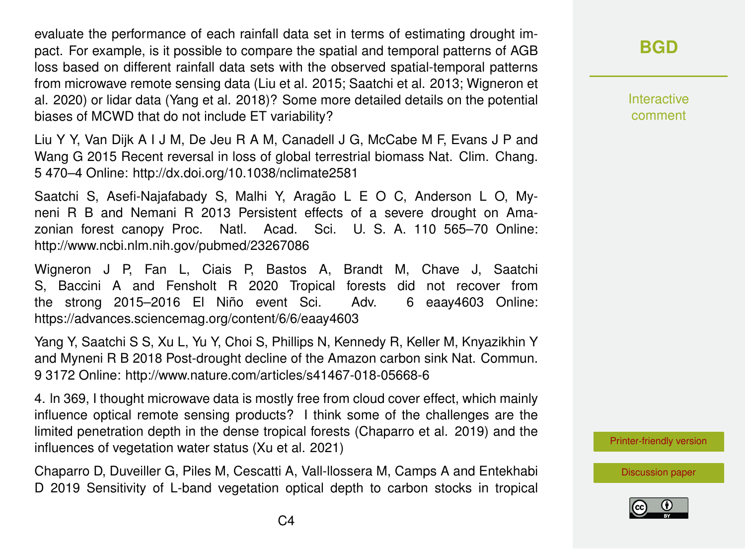evaluate the performance of each rainfall data set in terms of estimating drought impact. For example, is it possible to compare the spatial and temporal patterns of AGB loss based on different rainfall data sets with the observed spatial-temporal patterns from microwave remote sensing data (Liu et al. 2015; Saatchi et al. 2013; Wigneron et al. 2020) or lidar data (Yang et al. 2018)? Some more detailed details on the potential biases of MCWD that do not include ET variability?

Liu Y Y, Van Dijk A I J M, De Jeu R A M, Canadell J G, McCabe M F, Evans J P and Wang G 2015 Recent reversal in loss of global terrestrial biomass Nat. Clim. Chang. 5 470–4 Online: http://dx.doi.org/10.1038/nclimate2581

Saatchi S, Asefi-Najafabady S, Malhi Y, Aragão L E O C, Anderson L O, Myneni R B and Nemani R 2013 Persistent effects of a severe drought on Amazonian forest canopy Proc. Natl. Acad. Sci. U. S. A. 110 565–70 Online: http://www.ncbi.nlm.nih.gov/pubmed/23267086

Wigneron J P, Fan L, Ciais P, Bastos A, Brandt M, Chave J, Saatchi S, Baccini A and Fensholt R 2020 Tropical forests did not recover from the strong 2015–2016 El Niño event Sci. Adv. 6 eaay4603 Online: https://advances.sciencemag.org/content/6/6/eaay4603

Yang Y, Saatchi S S, Xu L, Yu Y, Choi S, Phillips N, Kennedy R, Keller M, Knyazikhin Y and Myneni R B 2018 Post-drought decline of the Amazon carbon sink Nat. Commun. 9 3172 Online: http://www.nature.com/articles/s41467-018-05668-6

4. In 369, I thought microwave data is mostly free from cloud cover effect, which mainly influence optical remote sensing products? I think some of the challenges are the limited penetration depth in the dense tropical forests (Chaparro et al. 2019) and the influences of vegetation water status (Xu et al. 2021)

Chaparro D, Duveiller G, Piles M, Cescatti A, Vall-llossera M, Camps A and Entekhabi D 2019 Sensitivity of L-band vegetation optical depth to carbon stocks in tropical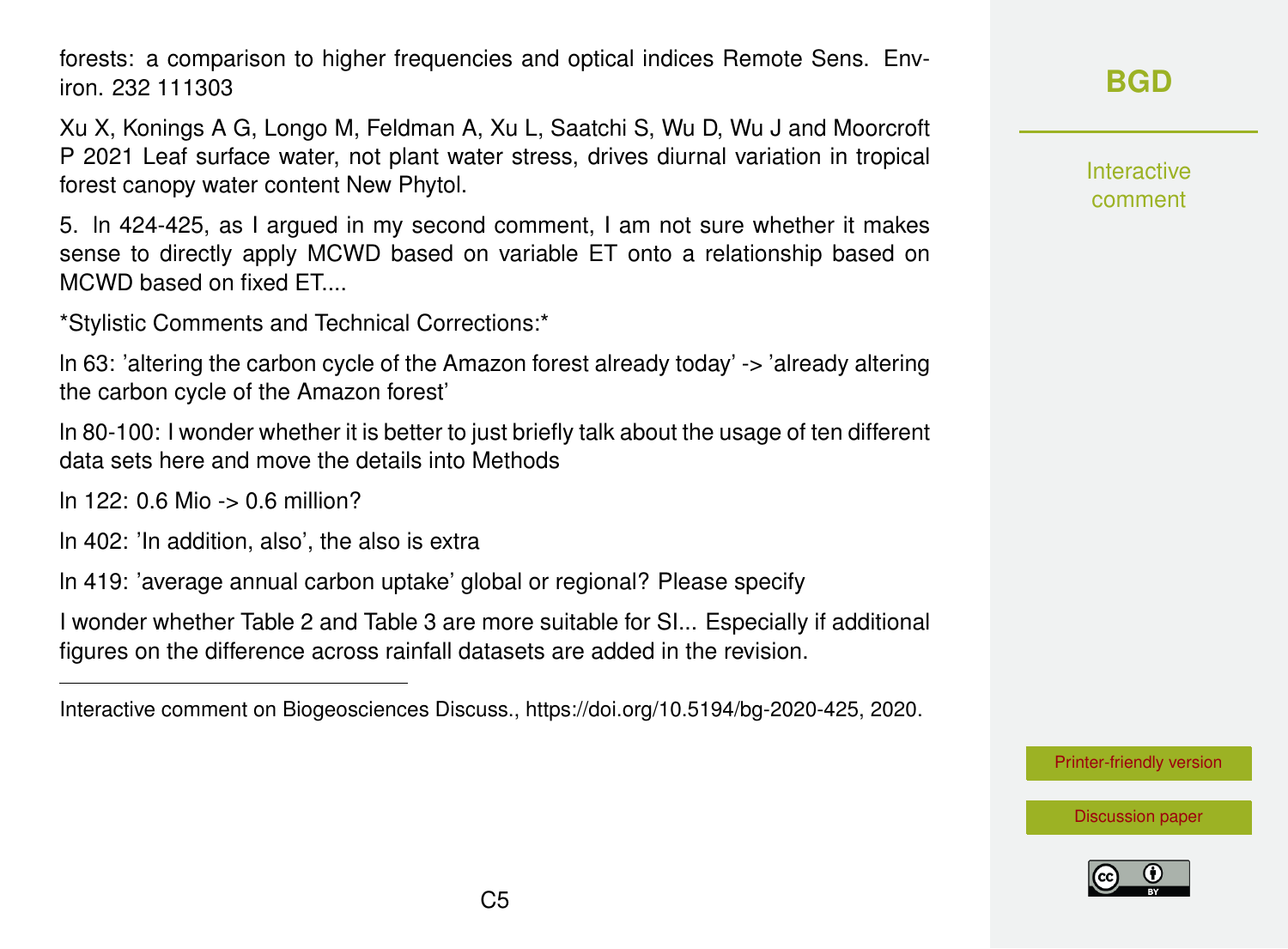forests: a comparison to higher frequencies and optical indices Remote Sens. Environ. 232 111303

Xu X, Konings A G, Longo M, Feldman A, Xu L, Saatchi S, Wu D, Wu J and Moorcroft P 2021 Leaf surface water, not plant water stress, drives diurnal variation in tropical forest canopy water content New Phytol.

5. In 424-425, as I argued in my second comment, I am not sure whether it makes sense to directly apply MCWD based on variable ET onto a relationship based on MCWD based on fixed ET....

*Stylistic Comments and Technical Corrections:*

ln 63: 'altering the carbon cycle of the Amazon forest already today' -> 'already altering the carbon cycle of the Amazon forest'

ln 80-100: I wonder whether it is better to just briefly talk about the usage of ten different data sets here and move the details into Methods

ln 122: 0.6 Mio -> 0.6 million?

ln 402: 'In addition, also', the also is extra

ln 419: 'average annual carbon uptake' global or regional? Please specify

I wonder whether Table 2 and Table 3 are more suitable for SI... Especially if additional figures on the difference across rainfall datasets are added in the revision.

---

Interactive comment on Biogeosciences Discuss., https://doi.org/10.5194/bg-2020-425, 2020.